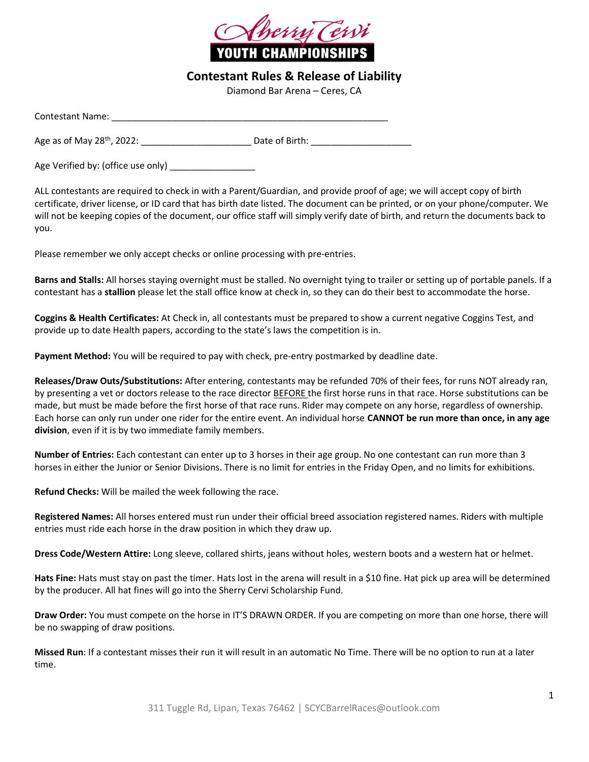Sherry Cervi
YOUTH CHAMPIONSHIPS

## Contestant Rules & Release of Liability

Diamond Bar Arena – Ceres, CA

Contestant Name: ________________________________________________________

Age as of May 28th, 2022: ______________________ Date of Birth: ____________________

Age Verified by: (office use only) _________________

ALL contestants are required to check in with a Parent/Guardian, and provide proof of age; we will accept copy of birth certificate, driver license, or ID card that has birth date listed. The document can be printed, or on your phone/computer. We will not be keeping copies of the document, our office staff will simply verify date of birth, and return the documents back to you.

Please remember we only accept checks or online processing with pre-entries.

**Barns and Stalls:** All horses staying overnight must be stalled. No overnight tying to trailer or setting up of portable panels. If a contestant has a **stallion** please let the stall office know at check in, so they can do their best to accommodate the horse.

**Coggins & Health Certificates:** At Check in, all contestants must be prepared to show a current negative Coggins Test, and provide up to date Health papers, according to the state's laws the competition is in.

**Payment Method:** You will be required to pay with check, pre-entry postmarked by deadline date.

**Releases/Draw Outs/Substitutions:** After entering, contestants may be refunded 70% of their fees, for runs NOT already ran, by presenting a vet or doctors release to the race director BEFORE the first horse runs in that race. Horse substitutions can be made, but must be made before the first horse of that race runs. Rider may compete on any horse, regardless of ownership. Each horse can only run under one rider for the entire event. An individual horse **CANNOT be run more than once, in any age division**, even if it is by two immediate family members.

**Number of Entries:** Each contestant can enter up to 3 horses in their age group. No one contestant can run more than 3 horses in either the Junior or Senior Divisions. There is no limit for entries in the Friday Open, and no limits for exhibitions.

**Refund Checks:** Will be mailed the week following the race.

**Registered Names:** All horses entered must run under their official breed association registered names. Riders with multiple entries must ride each horse in the draw position in which they draw up.

**Dress Code/Western Attire:** Long sleeve, collared shirts, jeans without holes, western boots and a western hat or helmet.

**Hats Fine:** Hats must stay on past the timer. Hats lost in the arena will result in a $10 fine. Hat pick up area will be determined by the producer. All hat fines will go into the Sherry Cervi Scholarship Fund.

**Draw Order:** You must compete on the horse in IT'S DRAWN ORDER. If you are competing on more than one horse, there will be no swapping of draw positions.

**Missed Run**: If a contestant misses their run it will result in an automatic No Time. There will be no option to run at a later time.

311 Tuggle Rd, Lipan, Texas 76462 | SCYCBarrelRaces@outlook.com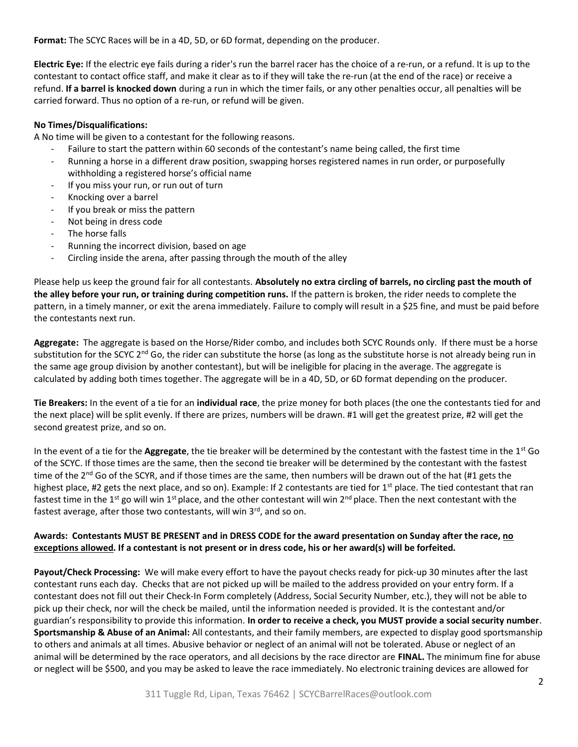**Format:** The SCYC Races will be in a 4D, 5D, or 6D format, depending on the producer.

**Electric Eye:** If the electric eye fails during a rider's run the barrel racer has the choice of a re-run, or a refund. It is up to the contestant to contact office staff, and make it clear as to if they will take the re-run (at the end of the race) or receive a refund. **If a barrel is knocked down** during a run in which the timer fails, or any other penalties occur, all penalties will be carried forward. Thus no option of a re-run, or refund will be given.

**No Times/Disqualifications:**
A No time will be given to a contestant for the following reasons.

- Failure to start the pattern within 60 seconds of the contestant's name being called, the first time
- Running a horse in a different draw position, swapping horses registered names in run order, or purposefully withholding a registered horse's official name
- If you miss your run, or run out of turn
- Knocking over a barrel
- If you break or miss the pattern
- Not being in dress code
- The horse falls
- Running the incorrect division, based on age
- Circling inside the arena, after passing through the mouth of the alley

Please help us keep the ground fair for all contestants. **Absolutely no extra circling of barrels, no circling past the mouth of the alley before your run, or training during competition runs.** If the pattern is broken, the rider needs to complete the pattern, in a timely manner, or exit the arena immediately. Failure to comply will result in a $25 fine, and must be paid before the contestants next run.

**Aggregate:** The aggregate is based on the Horse/Rider combo, and includes both SCYC Rounds only. If there must be a horse substitution for the SCYC 2nd Go, the rider can substitute the horse (as long as the substitute horse is not already being run in the same age group division by another contestant), but will be ineligible for placing in the average. The aggregate is calculated by adding both times together. The aggregate will be in a 4D, 5D, or 6D format depending on the producer.

**Tie Breakers:** In the event of a tie for an **individual race**, the prize money for both places (the one the contestants tied for and the next place) will be split evenly. If there are prizes, numbers will be drawn. #1 will get the greatest prize, #2 will get the second greatest prize, and so on.

In the event of a tie for the **Aggregate**, the tie breaker will be determined by the contestant with the fastest time in the 1st Go of the SCYC. If those times are the same, then the second tie breaker will be determined by the contestant with the fastest time of the 2nd Go of the SCYR, and if those times are the same, then numbers will be drawn out of the hat (#1 gets the highest place, #2 gets the next place, and so on). Example: If 2 contestants are tied for 1st place. The tied contestant that ran fastest time in the 1st go will win 1st place, and the other contestant will win 2nd place. Then the next contestant with the fastest average, after those two contestants, will win 3rd, and so on.

**Awards: Contestants MUST BE PRESENT and in DRESS CODE for the award presentation on Sunday after the race, <u>no exceptions allowed</u>. If a contestant is not present or in dress code, his or her award(s) will be forfeited.**

**Payout/Check Processing:** We will make every effort to have the payout checks ready for pick-up 30 minutes after the last contestant runs each day. Checks that are not picked up will be mailed to the address provided on your entry form. If a contestant does not fill out their Check-In Form completely (Address, Social Security Number, etc.), they will not be able to pick up their check, nor will the check be mailed, until the information needed is provided. It is the contestant and/or guardian's responsibility to provide this information. **In order to receive a check, you MUST provide a social security number**.

**Sportsmanship & Abuse of an Animal:** All contestants, and their family members, are expected to display good sportsmanship to others and animals at all times. Abusive behavior or neglect of an animal will not be tolerated. Abuse or neglect of an animal will be determined by the race operators, and all decisions by the race director are **FINAL.** The minimum fine for abuse or neglect will be $500, and you may be asked to leave the race immediately. No electronic training devices are allowed for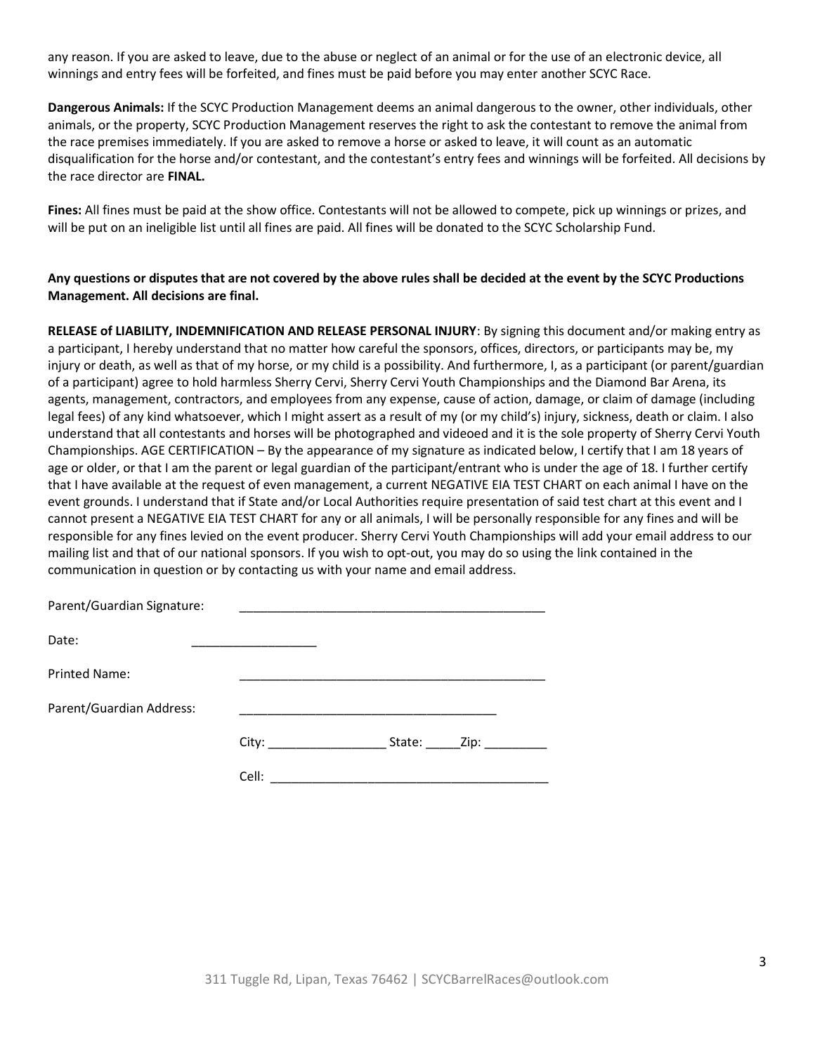any reason. If you are asked to leave, due to the abuse or neglect of an animal or for the use of an electronic device, all winnings and entry fees will be forfeited, and fines must be paid before you may enter another SCYC Race.

**Dangerous Animals:** If the SCYC Production Management deems an animal dangerous to the owner, other individuals, other animals, or the property, SCYC Production Management reserves the right to ask the contestant to remove the animal from the race premises immediately. If you are asked to remove a horse or asked to leave, it will count as an automatic disqualification for the horse and/or contestant, and the contestant's entry fees and winnings will be forfeited. All decisions by the race director are **FINAL.**

**Fines:** All fines must be paid at the show office. Contestants will not be allowed to compete, pick up winnings or prizes, and will be put on an ineligible list until all fines are paid. All fines will be donated to the SCYC Scholarship Fund.

**Any questions or disputes that are not covered by the above rules shall be decided at the event by the SCYC Productions Management. All decisions are final.**

**RELEASE of LIABILITY, INDEMNIFICATION AND RELEASE PERSONAL INJURY**: By signing this document and/or making entry as a participant, I hereby understand that no matter how careful the sponsors, offices, directors, or participants may be, my injury or death, as well as that of my horse, or my child is a possibility. And furthermore, I, as a participant (or parent/guardian of a participant) agree to hold harmless Sherry Cervi, Sherry Cervi Youth Championships and the Diamond Bar Arena, its agents, management, contractors, and employees from any expense, cause of action, damage, or claim of damage (including legal fees) of any kind whatsoever, which I might assert as a result of my (or my child's) injury, sickness, death or claim. I also understand that all contestants and horses will be photographed and videoed and it is the sole property of Sherry Cervi Youth Championships. AGE CERTIFICATION – By the appearance of my signature as indicated below, I certify that I am 18 years of age or older, or that I am the parent or legal guardian of the participant/entrant who is under the age of 18. I further certify that I have available at the request of even management, a current NEGATIVE EIA TEST CHART on each animal I have on the event grounds. I understand that if State and/or Local Authorities require presentation of said test chart at this event and I cannot present a NEGATIVE EIA TEST CHART for any or all animals, I will be personally responsible for any fines and will be responsible for any fines levied on the event producer. Sherry Cervi Youth Championships will add your email address to our mailing list and that of our national sponsors. If you wish to opt-out, you may do so using the link contained in the communication in question or by contacting us with your name and email address.

Parent/Guardian Signature: _____________________________________________

Date: __________________

Printed Name: _____________________________________________

Parent/Guardian Address: ______________________________________

City: _________________ State: _____Zip: _________

Cell: _________________________________________